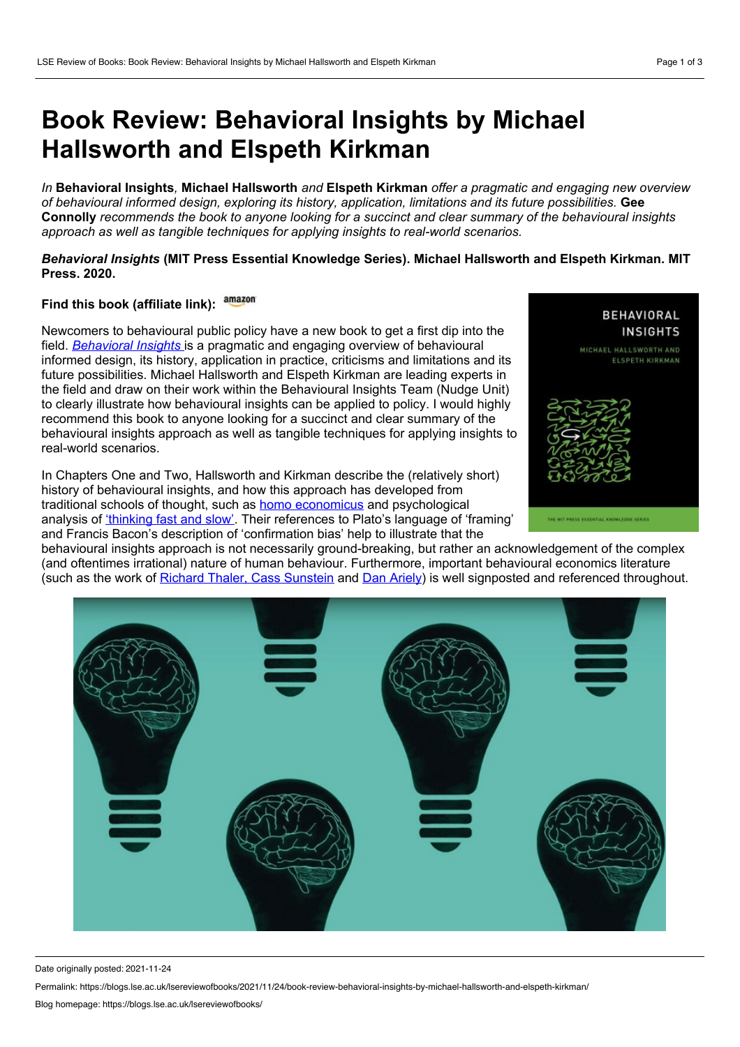# Book Review: Behavioral Insights by Michael Hallsworth and Elspeth Kirkman

*In* **Behavioral Insights***,* **Michael Hallsworth** *and* **Elspeth Kirkman** *offer a pragmatic and engaging new overview of behavioural informed design, exploring its history, application, limitations and its future possibilities.* **Gee Connolly** *recommends the book to anyone looking for a succinct and clear summary of the behavioural insights approach as well as tangible techniques for applying insights to real-world scenarios.*

***Behavioral Insights*** **(MIT Press Essential Knowledge Series). Michael Hallsworth and Elspeth Kirkman. MIT Press. 2020.**

**Find this book (affiliate link):**

Newcomers to behavioural public policy have a new book to get a first dip into the field. *Behavioral Insights* is a pragmatic and engaging overview of behavioural informed design, its history, application in practice, criticisms and limitations and its future possibilities. Michael Hallsworth and Elspeth Kirkman are leading experts in the field and draw on their work within the Behavioural Insights Team (Nudge Unit) to clearly illustrate how behavioural insights can be applied to policy. I would highly recommend this book to anyone looking for a succinct and clear summary of the behavioural insights approach as well as tangible techniques for applying insights to real-world scenarios.

In Chapters One and Two, Hallsworth and Kirkman describe the (relatively short) history of behavioural insights, and how this approach has developed from traditional schools of thought, such as homo economicus and psychological analysis of 'thinking fast and slow'. Their references to Plato's language of 'framing' and Francis Bacon's description of 'confirmation bias' help to illustrate that the behavioural insights approach is not necessarily ground-breaking, but rather an acknowledgement of the complex (and oftentimes irrational) nature of human behaviour. Furthermore, important behavioural economics literature (such as the work of Richard Thaler, Cass Sunstein and Dan Ariely) is well signposted and referenced throughout.

Date originally posted: 2021-11-24

Permalink: https://blogs.lse.ac.uk/lsereviewofbooks/2021/11/24/book-review-behavioral-insights-by-michael-hallsworth-and-elspeth-kirkman/

Blog homepage: https://blogs.lse.ac.uk/lsereviewofbooks/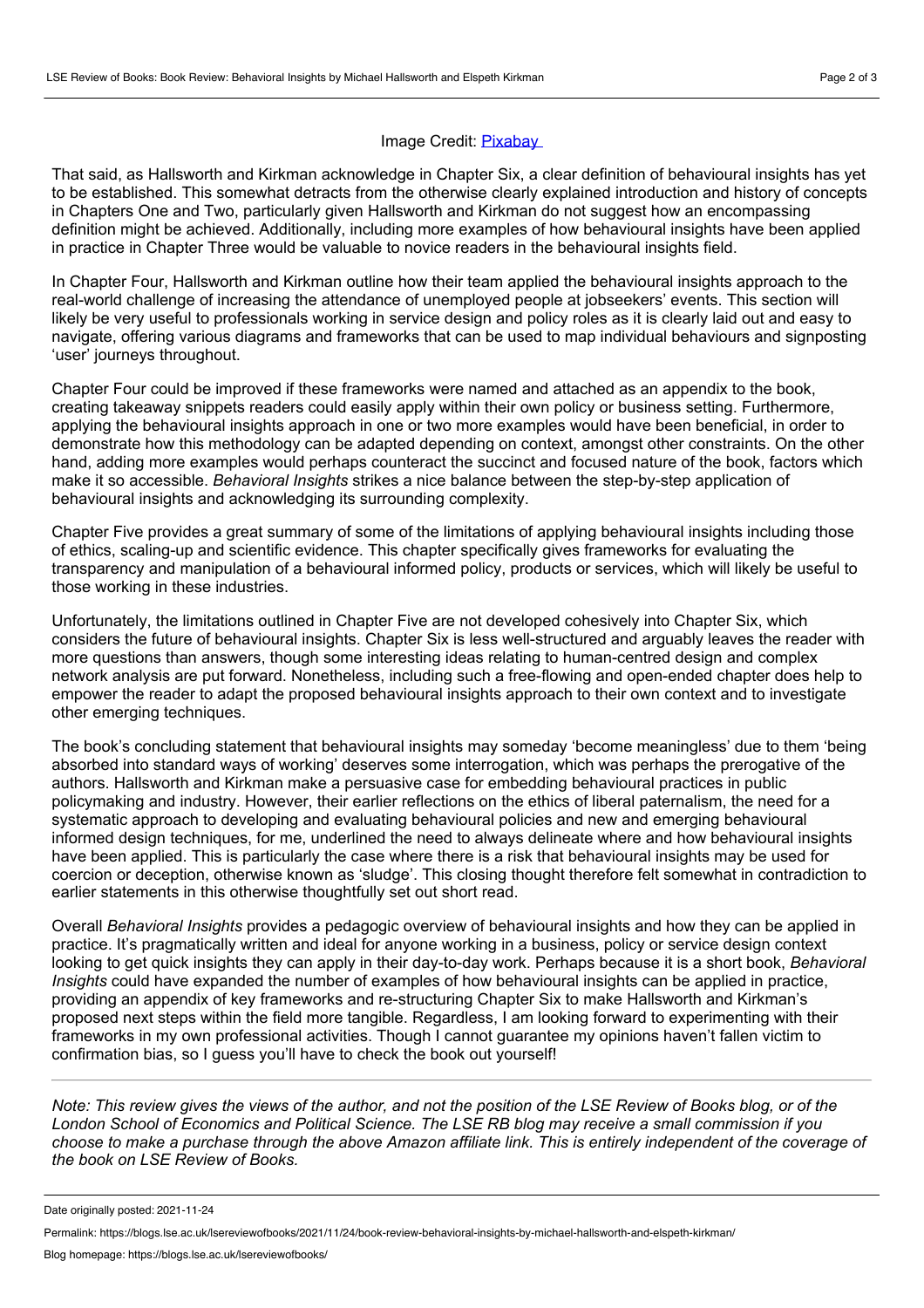Image Credit: Pixabay

That said, as Hallsworth and Kirkman acknowledge in Chapter Six, a clear definition of behavioural insights has yet to be established. This somewhat detracts from the otherwise clearly explained introduction and history of concepts in Chapters One and Two, particularly given Hallsworth and Kirkman do not suggest how an encompassing definition might be achieved. Additionally, including more examples of how behavioural insights have been applied in practice in Chapter Three would be valuable to novice readers in the behavioural insights field.

In Chapter Four, Hallsworth and Kirkman outline how their team applied the behavioural insights approach to the real-world challenge of increasing the attendance of unemployed people at jobseekers' events. This section will likely be very useful to professionals working in service design and policy roles as it is clearly laid out and easy to navigate, offering various diagrams and frameworks that can be used to map individual behaviours and signposting 'user' journeys throughout.

Chapter Four could be improved if these frameworks were named and attached as an appendix to the book, creating takeaway snippets readers could easily apply within their own policy or business setting. Furthermore, applying the behavioural insights approach in one or two more examples would have been beneficial, in order to demonstrate how this methodology can be adapted depending on context, amongst other constraints. On the other hand, adding more examples would perhaps counteract the succinct and focused nature of the book, factors which make it so accessible. *Behavioral Insights* strikes a nice balance between the step-by-step application of behavioural insights and acknowledging its surrounding complexity.

Chapter Five provides a great summary of some of the limitations of applying behavioural insights including those of ethics, scaling-up and scientific evidence. This chapter specifically gives frameworks for evaluating the transparency and manipulation of a behavioural informed policy, products or services, which will likely be useful to those working in these industries.

Unfortunately, the limitations outlined in Chapter Five are not developed cohesively into Chapter Six, which considers the future of behavioural insights. Chapter Six is less well-structured and arguably leaves the reader with more questions than answers, though some interesting ideas relating to human-centred design and complex network analysis are put forward. Nonetheless, including such a free-flowing and open-ended chapter does help to empower the reader to adapt the proposed behavioural insights approach to their own context and to investigate other emerging techniques.

The book's concluding statement that behavioural insights may someday 'become meaningless' due to them 'being absorbed into standard ways of working' deserves some interrogation, which was perhaps the prerogative of the authors. Hallsworth and Kirkman make a persuasive case for embedding behavioural practices in public policymaking and industry. However, their earlier reflections on the ethics of liberal paternalism, the need for a systematic approach to developing and evaluating behavioural policies and new and emerging behavioural informed design techniques, for me, underlined the need to always delineate where and how behavioural insights have been applied. This is particularly the case where there is a risk that behavioural insights may be used for coercion or deception, otherwise known as 'sludge'. This closing thought therefore felt somewhat in contradiction to earlier statements in this otherwise thoughtfully set out short read.

Overall *Behavioral Insights* provides a pedagogic overview of behavioural insights and how they can be applied in practice. It's pragmatically written and ideal for anyone working in a business, policy or service design context looking to get quick insights they can apply in their day-to-day work. Perhaps because it is a short book, *Behavioral Insights* could have expanded the number of examples of how behavioural insights can be applied in practice, providing an appendix of key frameworks and re-structuring Chapter Six to make Hallsworth and Kirkman's proposed next steps within the field more tangible. Regardless, I am looking forward to experimenting with their frameworks in my own professional activities. Though I cannot guarantee my opinions haven't fallen victim to confirmation bias, so I guess you'll have to check the book out yourself!

---

*Note: This review gives the views of the author, and not the position of the LSE Review of Books blog, or of the London School of Economics and Political Science. The LSE RB blog may receive a small commission if you choose to make a purchase through the above Amazon affiliate link. This is entirely independent of the coverage of the book on LSE Review of Books.*

Date originally posted: 2021-11-24

Permalink: https://blogs.lse.ac.uk/lsereviewofbooks/2021/11/24/book-review-behavioral-insights-by-michael-hallsworth-and-elspeth-kirkman/

Blog homepage: https://blogs.lse.ac.uk/lsereviewofbooks/